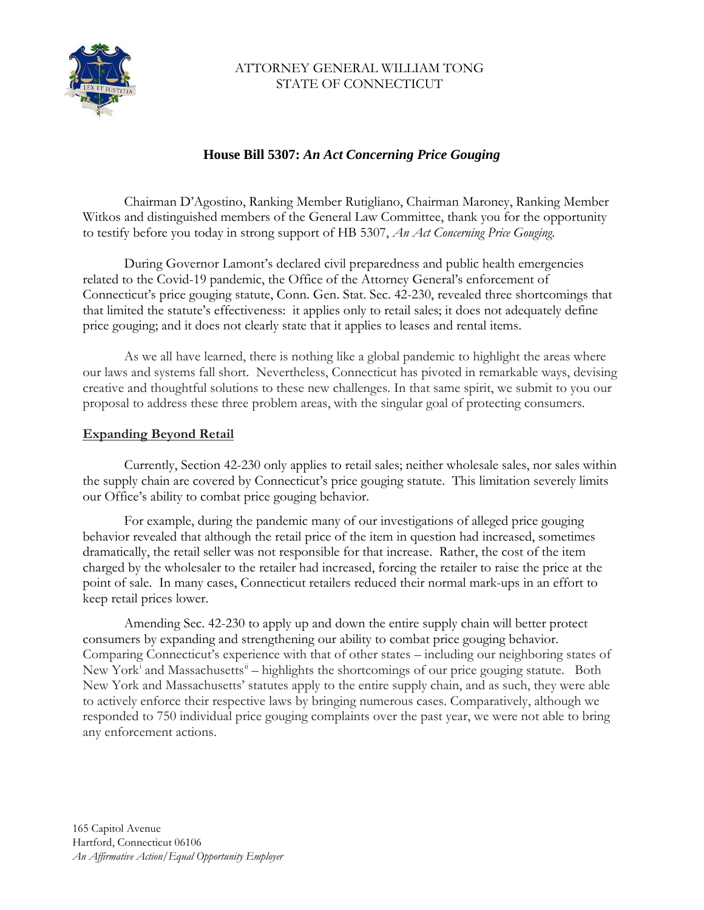ATTORNEY GENERAL WILLIAM TONG
STATE OF CONNECTICUT

## House Bill 5307: *An Act Concerning Price Gouging*

Chairman D'Agostino, Ranking Member Rutigliano, Chairman Maroney, Ranking Member Witkos and distinguished members of the General Law Committee, thank you for the opportunity to testify before you today in strong support of HB 5307, *An Act Concerning Price Gouging*.

During Governor Lamont's declared civil preparedness and public health emergencies related to the Covid-19 pandemic, the Office of the Attorney General's enforcement of Connecticut's price gouging statute, Conn. Gen. Stat. Sec. 42-230, revealed three shortcomings that that limited the statute's effectiveness: it applies only to retail sales; it does not adequately define price gouging; and it does not clearly state that it applies to leases and rental items.

As we all have learned, there is nothing like a global pandemic to highlight the areas where our laws and systems fall short. Nevertheless, Connecticut has pivoted in remarkable ways, devising creative and thoughtful solutions to these new challenges. In that same spirit, we submit to you our proposal to address these three problem areas, with the singular goal of protecting consumers.

**<u>Expanding Beyond Retail</u>**

Currently, Section 42-230 only applies to retail sales; neither wholesale sales, nor sales within the supply chain are covered by Connecticut's price gouging statute. This limitation severely limits our Office's ability to combat price gouging behavior.

For example, during the pandemic many of our investigations of alleged price gouging behavior revealed that although the retail price of the item in question had increased, sometimes dramatically, the retail seller was not responsible for that increase. Rather, the cost of the item charged by the wholesaler to the retailer had increased, forcing the retailer to raise the price at the point of sale. In many cases, Connecticut retailers reduced their normal mark-ups in an effort to keep retail prices lower.

Amending Sec. 42-230 to apply up and down the entire supply chain will better protect consumers by expanding and strengthening our ability to combat price gouging behavior. Comparing Connecticut's experience with that of other states – including our neighboring states of New York[i] and Massachusetts[ii] – highlights the shortcomings of our price gouging statute. Both New York and Massachusetts' statutes apply to the entire supply chain, and as such, they were able to actively enforce their respective laws by bringing numerous cases. Comparatively, although we responded to 750 individual price gouging complaints over the past year, we were not able to bring any enforcement actions.

165 Capitol Avenue
Hartford, Connecticut 06106
*An Affirmative Action/Equal Opportunity Employer*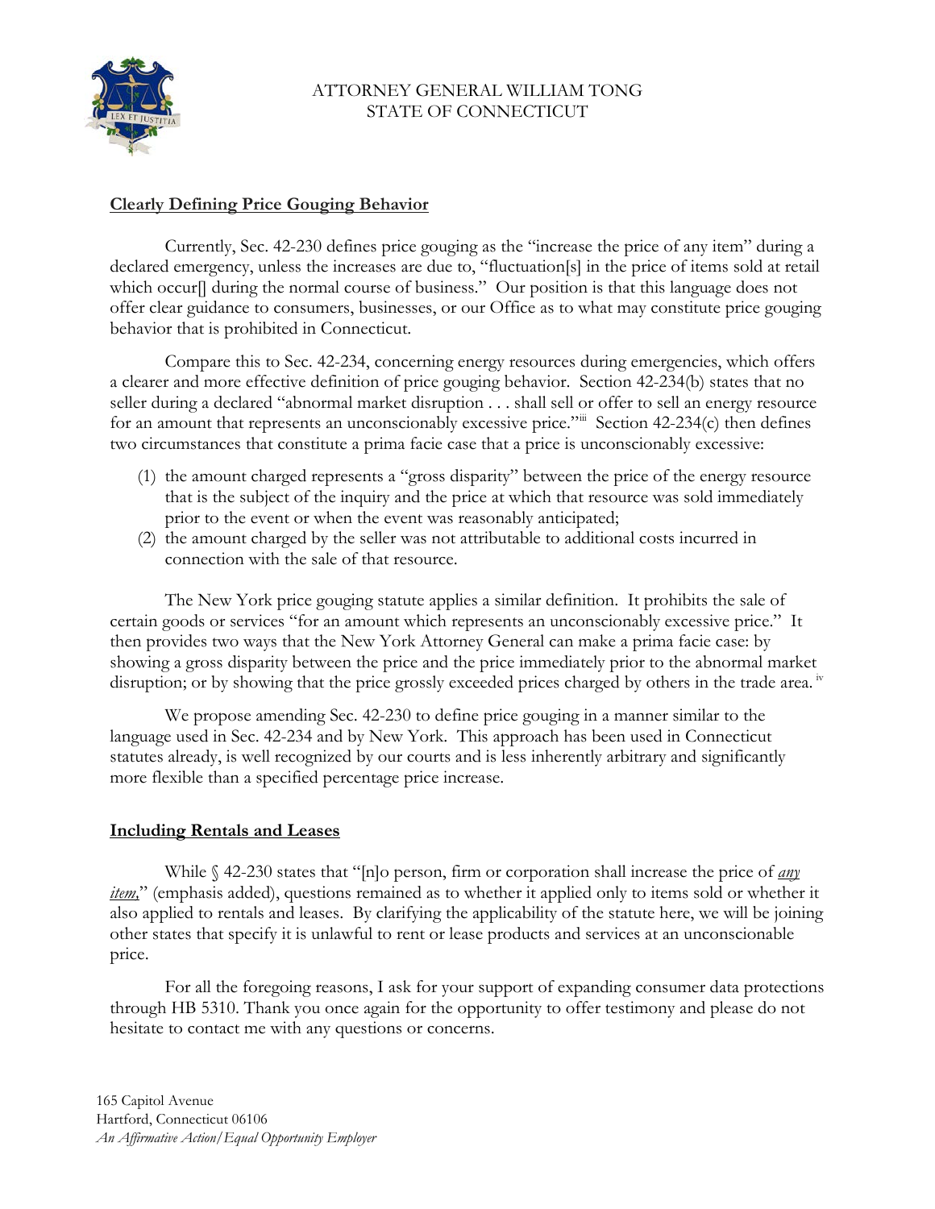## Clearly Defining Price Gouging Behavior

Currently, Sec. 42-230 defines price gouging as the "increase the price of any item" during a declared emergency, unless the increases are due to, "fluctuation[s] in the price of items sold at retail which occur[] during the normal course of business." Our position is that this language does not offer clear guidance to consumers, businesses, or our Office as to what may constitute price gouging behavior that is prohibited in Connecticut.

Compare this to Sec. 42-234, concerning energy resources during emergencies, which offers a clearer and more effective definition of price gouging behavior. Section 42-234(b) states that no seller during a declared "abnormal market disruption . . . shall sell or offer to sell an energy resource for an amount that represents an unconscionably excessive price."[iii] Section 42-234(c) then defines two circumstances that constitute a prima facie case that a price is unconscionably excessive:

(1) the amount charged represents a "gross disparity" between the price of the energy resource that is the subject of the inquiry and the price at which that resource was sold immediately prior to the event or when the event was reasonably anticipated;
(2) the amount charged by the seller was not attributable to additional costs incurred in connection with the sale of that resource.

The New York price gouging statute applies a similar definition. It prohibits the sale of certain goods or services "for an amount which represents an unconscionably excessive price." It then provides two ways that the New York Attorney General can make a prima facie case: by showing a gross disparity between the price and the price immediately prior to the abnormal market disruption; or by showing that the price grossly exceeded prices charged by others in the trade area.[iv]

We propose amending Sec. 42-230 to define price gouging in a manner similar to the language used in Sec. 42-234 and by New York. This approach has been used in Connecticut statutes already, is well recognized by our courts and is less inherently arbitrary and significantly more flexible than a specified percentage price increase.

## Including Rentals and Leases

While § 42-230 states that "[n]o person, firm or corporation shall increase the price of ***any item***," (emphasis added), questions remained as to whether it applied only to items sold or whether it also applied to rentals and leases. By clarifying the applicability of the statute here, we will be joining other states that specify it is unlawful to rent or lease products and services at an unconscionable price.

For all the foregoing reasons, I ask for your support of expanding consumer data protections through HB 5310. Thank you once again for the opportunity to offer testimony and please do not hesitate to contact me with any questions or concerns.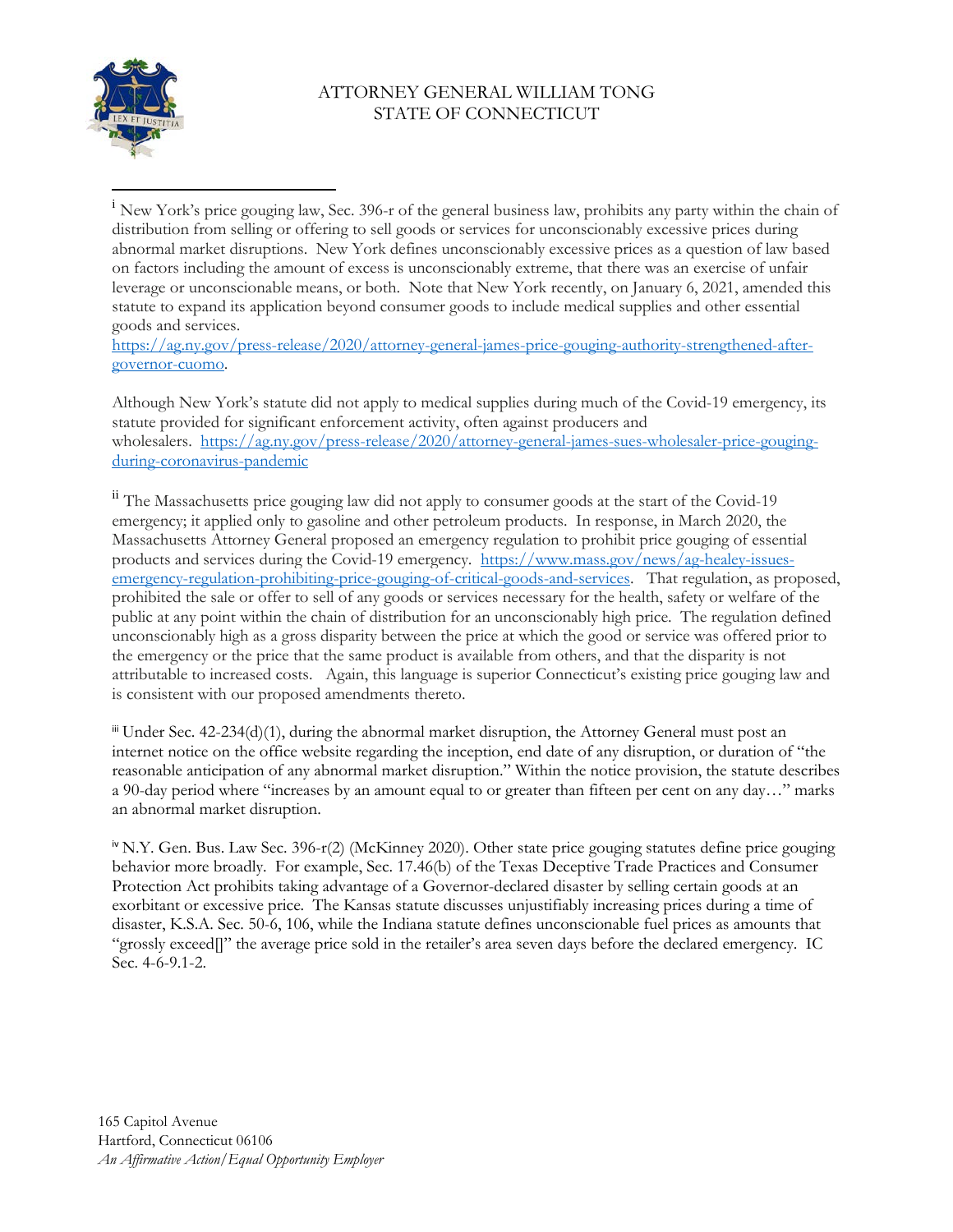ATTORNEY GENERAL WILLIAM TONG
STATE OF CONNECTICUT

---

[i] New York's price gouging law, Sec. 396-r of the general business law, prohibits any party within the chain of distribution from selling or offering to sell goods or services for unconscionably excessive prices during abnormal market disruptions. New York defines unconscionably excessive prices as a question of law based on factors including the amount of excess is unconscionably extreme, that there was an exercise of unfair leverage or unconscionable means, or both. Note that New York recently, on January 6, 2021, amended this statute to expand its application beyond consumer goods to include medical supplies and other essential goods and services.
https://ag.ny.gov/press-release/2020/attorney-general-james-price-gouging-authority-strengthened-after-governor-cuomo.

Although New York's statute did not apply to medical supplies during much of the Covid-19 emergency, its statute provided for significant enforcement activity, often against producers and wholesalers. https://ag.ny.gov/press-release/2020/attorney-general-james-sues-wholesaler-price-gouging-during-coronavirus-pandemic

[ii] The Massachusetts price gouging law did not apply to consumer goods at the start of the Covid-19 emergency; it applied only to gasoline and other petroleum products. In response, in March 2020, the Massachusetts Attorney General proposed an emergency regulation to prohibit price gouging of essential products and services during the Covid-19 emergency. https://www.mass.gov/news/ag-healey-issues-emergency-regulation-prohibiting-price-gouging-of-critical-goods-and-services. That regulation, as proposed, prohibited the sale or offer to sell of any goods or services necessary for the health, safety or welfare of the public at any point within the chain of distribution for an unconscionably high price. The regulation defined unconscionably high as a gross disparity between the price at which the good or service was offered prior to the emergency or the price that the same product is available from others, and that the disparity is not attributable to increased costs. Again, this language is superior Connecticut's existing price gouging law and is consistent with our proposed amendments thereto.

[iii] Under Sec. 42-234(d)(1), during the abnormal market disruption, the Attorney General must post an internet notice on the office website regarding the inception, end date of any disruption, or duration of "the reasonable anticipation of any abnormal market disruption." Within the notice provision, the statute describes a 90-day period where "increases by an amount equal to or greater than fifteen per cent on any day…" marks an abnormal market disruption.

[iv] N.Y. Gen. Bus. Law Sec. 396-r(2) (McKinney 2020). Other state price gouging statutes define price gouging behavior more broadly. For example, Sec. 17.46(b) of the Texas Deceptive Trade Practices and Consumer Protection Act prohibits taking advantage of a Governor-declared disaster by selling certain goods at an exorbitant or excessive price. The Kansas statute discusses unjustifiably increasing prices during a time of disaster, K.S.A. Sec. 50-6, 106, while the Indiana statute defines unconscionable fuel prices as amounts that "grossly exceed[]" the average price sold in the retailer's area seven days before the declared emergency. IC Sec. 4-6-9.1-2.

165 Capitol Avenue
Hartford, Connecticut 06106
*An Affirmative Action/Equal Opportunity Employer*